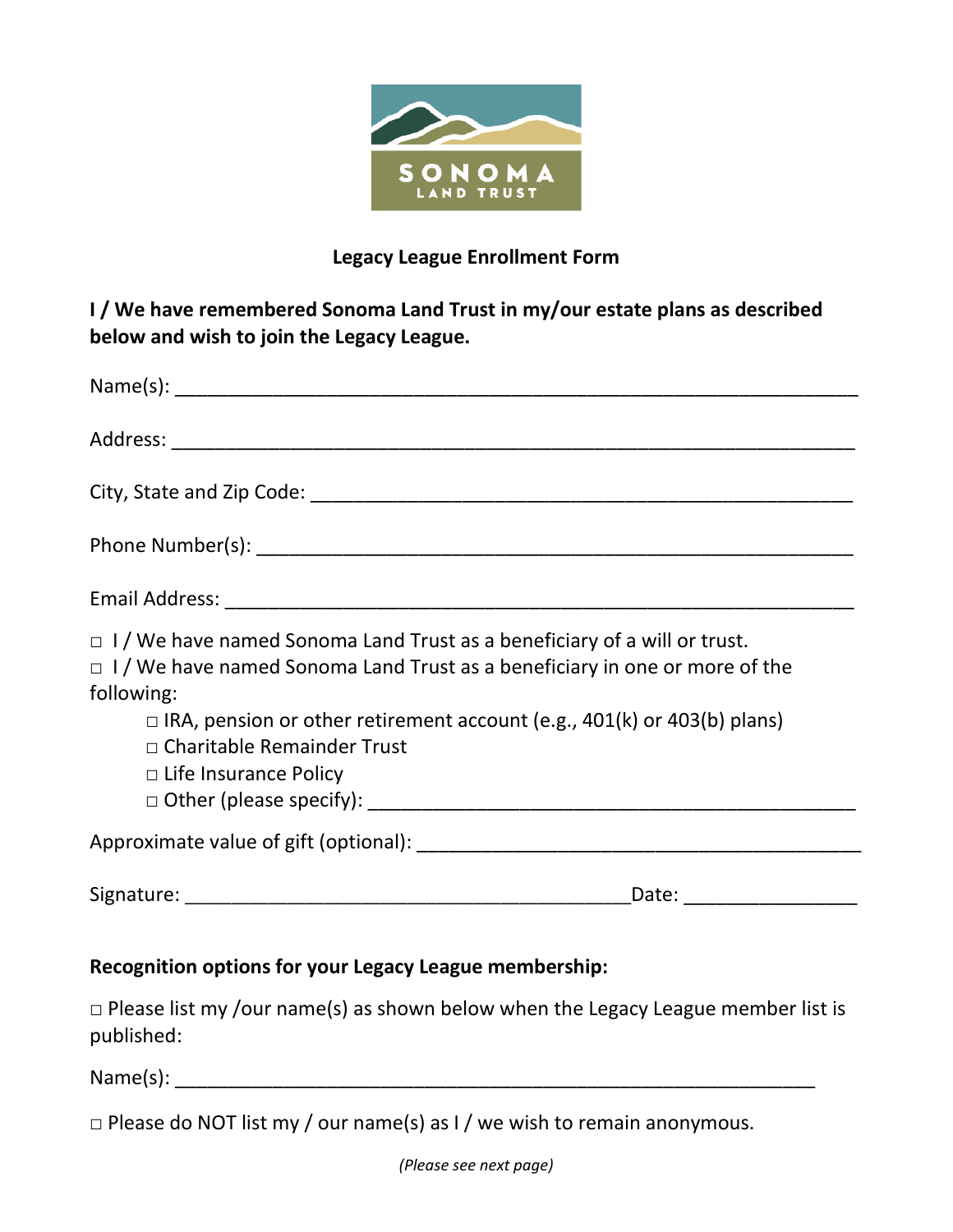SONOMA LAND TRUST

**Legacy League Enrollment Form**

**I / We have remembered Sonoma Land Trust in my/our estate plans as described below and wish to join the Legacy League.**

Name(s): ____________________________________________________________

Address: ____________________________________________________________

City, State and Zip Code: ______________________________________________

Phone Number(s): _____________________________________________________

Email Address: _______________________________________________________

□ I / We have named Sonoma Land Trust as a beneficiary of a will or trust.

□ I / We have named Sonoma Land Trust as a beneficiary in one or more of the following:

- □ IRA, pension or other retirement account (e.g., 401(k) or 403(b) plans)
- □ Charitable Remainder Trust
- □ Life Insurance Policy
- □ Other (please specify): ____________________________________________

Approximate value of gift (optional): ________________________________________

Signature: _________________________________________Date: ________________

**Recognition options for your Legacy League membership:**

□ Please list my /our name(s) as shown below when the Legacy League member list is published:

Name(s): __________________________________________________________

□ Please do NOT list my / our name(s) as I / we wish to remain anonymous.

*(Please see next page)*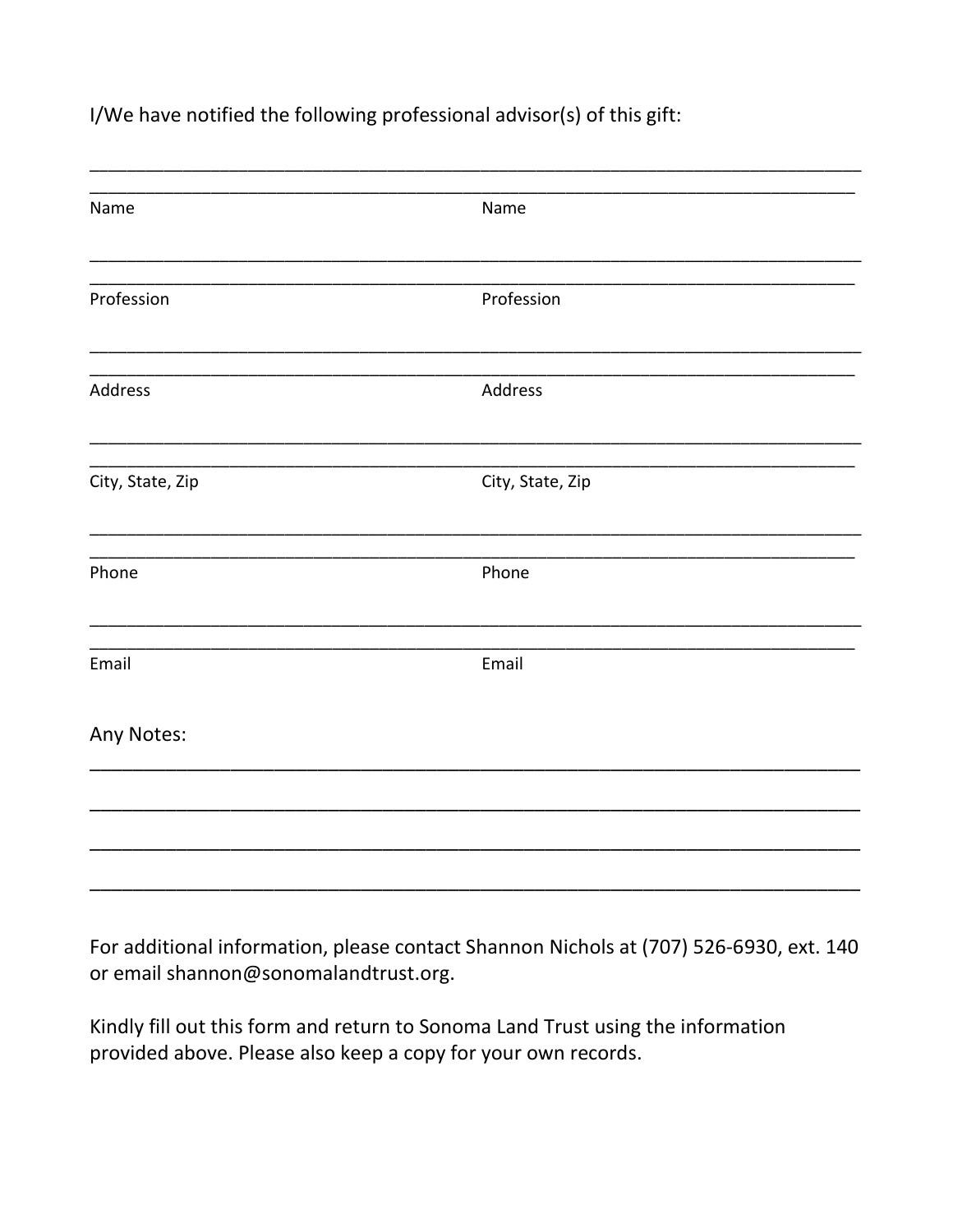I/We have notified the following professional advisor(s) of this gift:

| | |
|---|---|
| Name | Name |
| Profession | Profession |
| Address | Address |
| City, State, Zip | City, State, Zip |
| Phone | Phone |
| Email | Email |

Any Notes:

\_\_\_\_\_\_\_\_\_\_\_\_\_\_\_\_\_\_\_\_\_\_\_\_\_\_\_\_\_\_\_\_\_\_\_\_\_\_\_\_\_\_\_\_\_\_\_\_\_\_\_\_\_\_\_\_\_\_\_\_\_\_\_\_\_\_\_\_\_\_\_\_

\_\_\_\_\_\_\_\_\_\_\_\_\_\_\_\_\_\_\_\_\_\_\_\_\_\_\_\_\_\_\_\_\_\_\_\_\_\_\_\_\_\_\_\_\_\_\_\_\_\_\_\_\_\_\_\_\_\_\_\_\_\_\_\_\_\_\_\_\_\_\_\_

\_\_\_\_\_\_\_\_\_\_\_\_\_\_\_\_\_\_\_\_\_\_\_\_\_\_\_\_\_\_\_\_\_\_\_\_\_\_\_\_\_\_\_\_\_\_\_\_\_\_\_\_\_\_\_\_\_\_\_\_\_\_\_\_\_\_\_\_\_\_\_\_

\_\_\_\_\_\_\_\_\_\_\_\_\_\_\_\_\_\_\_\_\_\_\_\_\_\_\_\_\_\_\_\_\_\_\_\_\_\_\_\_\_\_\_\_\_\_\_\_\_\_\_\_\_\_\_\_\_\_\_\_\_\_\_\_\_\_\_\_\_\_\_\_

For additional information, please contact Shannon Nichols at (707) 526-6930, ext. 140 or email shannon@sonomalandtrust.org.

Kindly fill out this form and return to Sonoma Land Trust using the information provided above. Please also keep a copy for your own records.